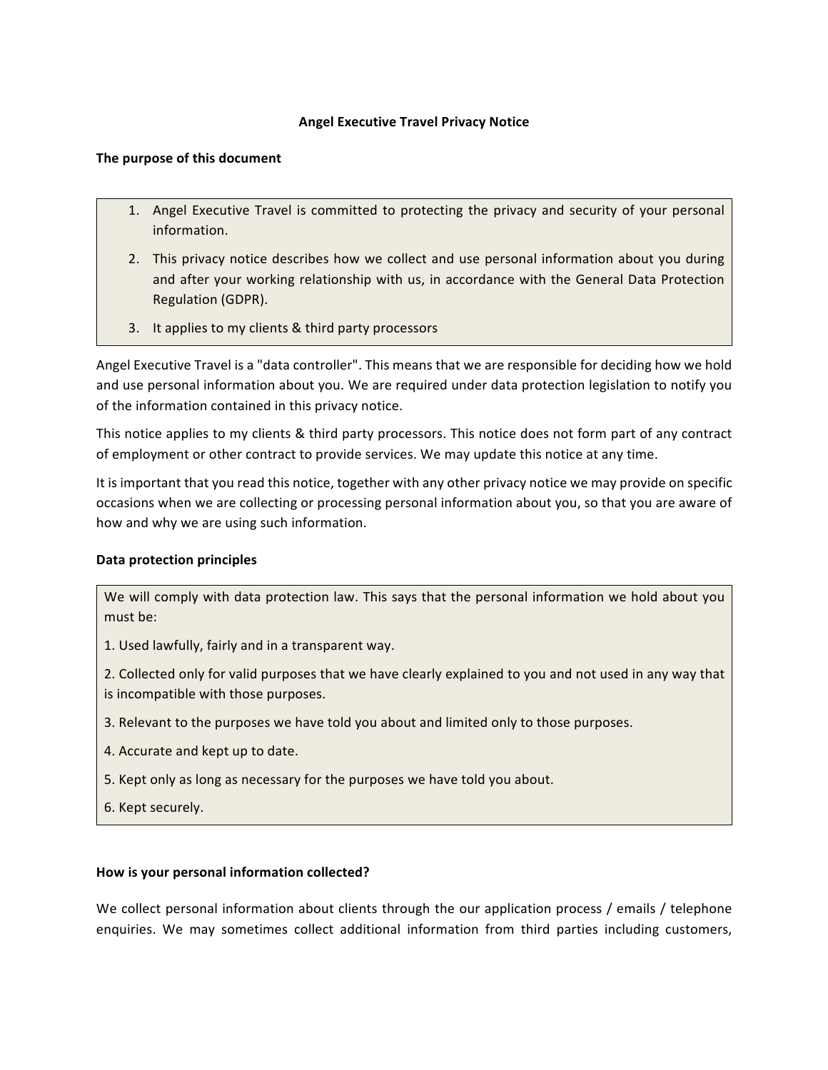# Angel Executive Travel Privacy Notice

## The purpose of this document

1. Angel Executive Travel is committed to protecting the privacy and security of your personal information.
2. This privacy notice describes how we collect and use personal information about you during and after your working relationship with us, in accordance with the General Data Protection Regulation (GDPR).
3. It applies to my clients & third party processors

Angel Executive Travel is a "data controller". This means that we are responsible for deciding how we hold and use personal information about you. We are required under data protection legislation to notify you of the information contained in this privacy notice.

This notice applies to my clients & third party processors. This notice does not form part of any contract of employment or other contract to provide services. We may update this notice at any time.

It is important that you read this notice, together with any other privacy notice we may provide on specific occasions when we are collecting or processing personal information about you, so that you are aware of how and why we are using such information.

## Data protection principles

We will comply with data protection law. This says that the personal information we hold about you must be:

1. Used lawfully, fairly and in a transparent way.
2. Collected only for valid purposes that we have clearly explained to you and not used in any way that is incompatible with those purposes.
3. Relevant to the purposes we have told you about and limited only to those purposes.
4. Accurate and kept up to date.
5. Kept only as long as necessary for the purposes we have told you about.
6. Kept securely.

## How is your personal information collected?

We collect personal information about clients through the our application process / emails / telephone enquiries. We may sometimes collect additional information from third parties including customers,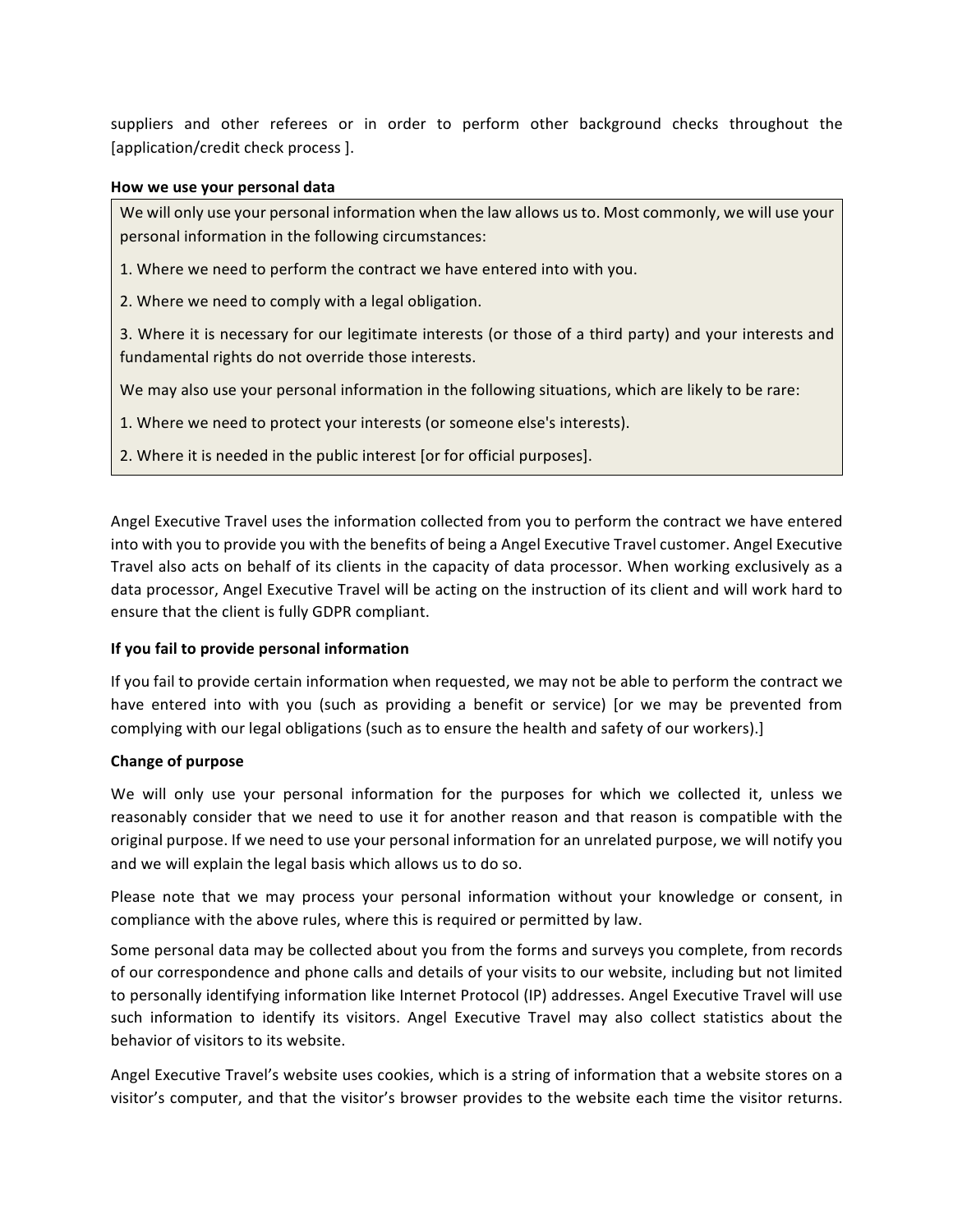suppliers and other referees or in order to perform other background checks throughout the [application/credit check process ].

**How we use your personal data**

We will only use your personal information when the law allows us to. Most commonly, we will use your personal information in the following circumstances:

1. Where we need to perform the contract we have entered into with you.

2. Where we need to comply with a legal obligation.

3. Where it is necessary for our legitimate interests (or those of a third party) and your interests and fundamental rights do not override those interests.

We may also use your personal information in the following situations, which are likely to be rare:

1. Where we need to protect your interests (or someone else's interests).

2. Where it is needed in the public interest [or for official purposes].

Angel Executive Travel uses the information collected from you to perform the contract we have entered into with you to provide you with the benefits of being a Angel Executive Travel customer. Angel Executive Travel also acts on behalf of its clients in the capacity of data processor. When working exclusively as a data processor, Angel Executive Travel will be acting on the instruction of its client and will work hard to ensure that the client is fully GDPR compliant.

**If you fail to provide personal information**

If you fail to provide certain information when requested, we may not be able to perform the contract we have entered into with you (such as providing a benefit or service) [or we may be prevented from complying with our legal obligations (such as to ensure the health and safety of our workers).]

**Change of purpose**

We will only use your personal information for the purposes for which we collected it, unless we reasonably consider that we need to use it for another reason and that reason is compatible with the original purpose. If we need to use your personal information for an unrelated purpose, we will notify you and we will explain the legal basis which allows us to do so.

Please note that we may process your personal information without your knowledge or consent, in compliance with the above rules, where this is required or permitted by law.

Some personal data may be collected about you from the forms and surveys you complete, from records of our correspondence and phone calls and details of your visits to our website, including but not limited to personally identifying information like Internet Protocol (IP) addresses. Angel Executive Travel will use such information to identify its visitors. Angel Executive Travel may also collect statistics about the behavior of visitors to its website.

Angel Executive Travel's website uses cookies, which is a string of information that a website stores on a visitor's computer, and that the visitor's browser provides to the website each time the visitor returns.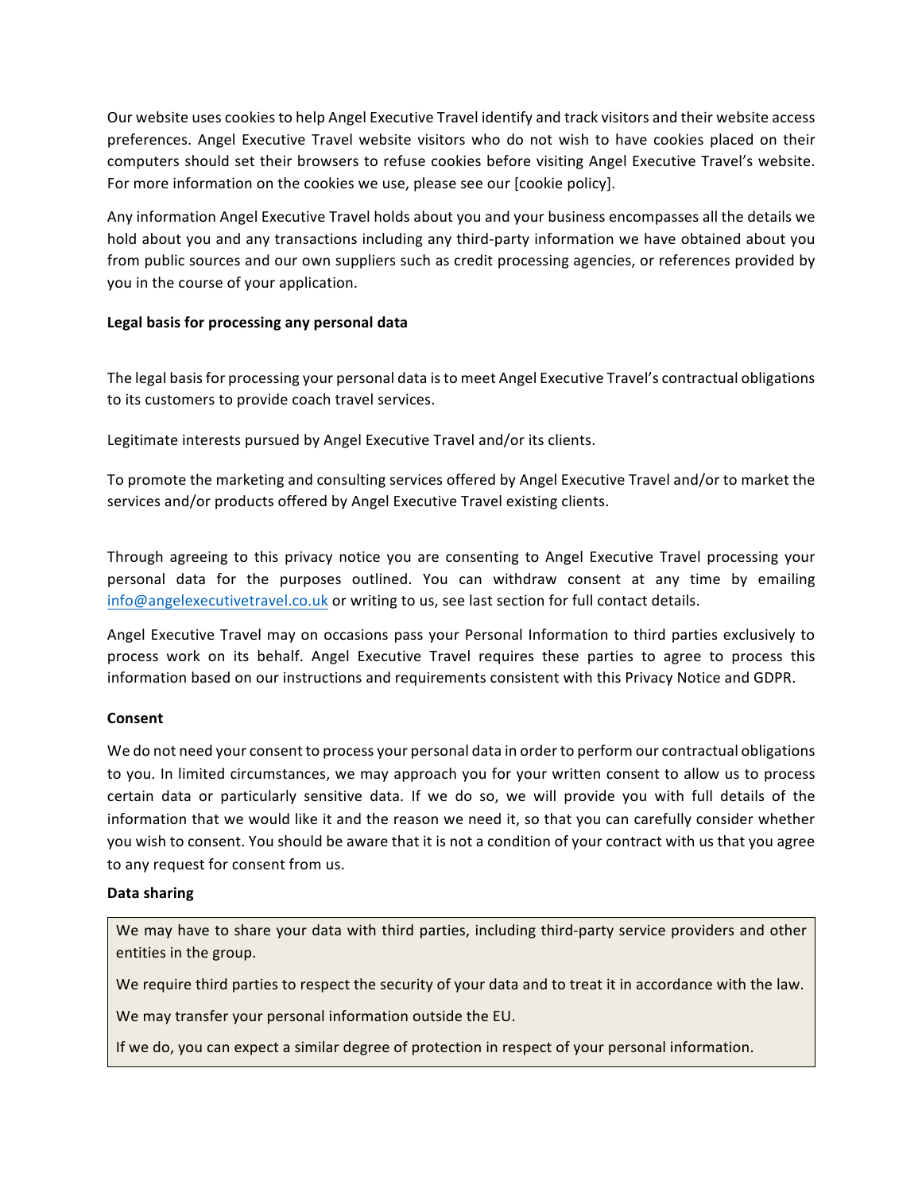Our website uses cookies to help Angel Executive Travel identify and track visitors and their website access preferences. Angel Executive Travel website visitors who do not wish to have cookies placed on their computers should set their browsers to refuse cookies before visiting Angel Executive Travel's website. For more information on the cookies we use, please see our [cookie policy].

Any information Angel Executive Travel holds about you and your business encompasses all the details we hold about you and any transactions including any third-party information we have obtained about you from public sources and our own suppliers such as credit processing agencies, or references provided by you in the course of your application.

**Legal basis for processing any personal data**

The legal basis for processing your personal data is to meet Angel Executive Travel's contractual obligations to its customers to provide coach travel services.

Legitimate interests pursued by Angel Executive Travel and/or its clients.

To promote the marketing and consulting services offered by Angel Executive Travel and/or to market the services and/or products offered by Angel Executive Travel existing clients.

Through agreeing to this privacy notice you are consenting to Angel Executive Travel processing your personal data for the purposes outlined. You can withdraw consent at any time by emailing info@angelexecutivetravel.co.uk or writing to us, see last section for full contact details.

Angel Executive Travel may on occasions pass your Personal Information to third parties exclusively to process work on its behalf. Angel Executive Travel requires these parties to agree to process this information based on our instructions and requirements consistent with this Privacy Notice and GDPR.

**Consent**

We do not need your consent to process your personal data in order to perform our contractual obligations to you. In limited circumstances, we may approach you for your written consent to allow us to process certain data or particularly sensitive data. If we do so, we will provide you with full details of the information that we would like it and the reason we need it, so that you can carefully consider whether you wish to consent. You should be aware that it is not a condition of your contract with us that you agree to any request for consent from us.

**Data sharing**

We may have to share your data with third parties, including third-party service providers and other entities in the group.

We require third parties to respect the security of your data and to treat it in accordance with the law.

We may transfer your personal information outside the EU.

If we do, you can expect a similar degree of protection in respect of your personal information.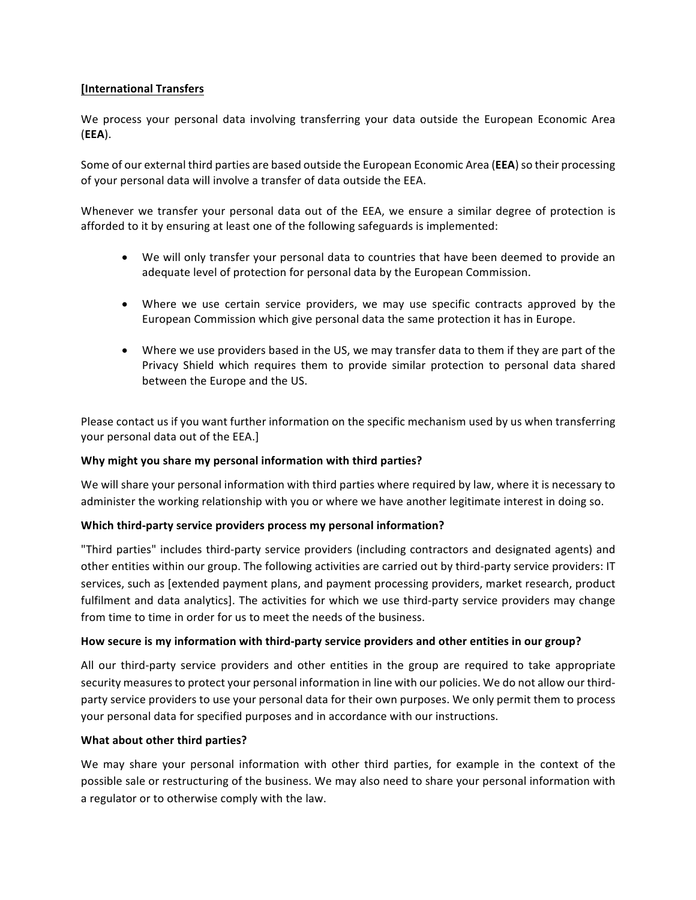**[International Transfers**

We process your personal data involving transferring your data outside the European Economic Area (**EEA**).

Some of our external third parties are based outside the European Economic Area (**EEA**) so their processing of your personal data will involve a transfer of data outside the EEA.

Whenever we transfer your personal data out of the EEA, we ensure a similar degree of protection is afforded to it by ensuring at least one of the following safeguards is implemented:

- We will only transfer your personal data to countries that have been deemed to provide an adequate level of protection for personal data by the European Commission.
- Where we use certain service providers, we may use specific contracts approved by the European Commission which give personal data the same protection it has in Europe.
- Where we use providers based in the US, we may transfer data to them if they are part of the Privacy Shield which requires them to provide similar protection to personal data shared between the Europe and the US.

Please contact us if you want further information on the specific mechanism used by us when transferring your personal data out of the EEA.]

**Why might you share my personal information with third parties?**

We will share your personal information with third parties where required by law, where it is necessary to administer the working relationship with you or where we have another legitimate interest in doing so.

**Which third-party service providers process my personal information?**

"Third parties" includes third-party service providers (including contractors and designated agents) and other entities within our group. The following activities are carried out by third-party service providers: IT services, such as [extended payment plans, and payment processing providers, market research, product fulfilment and data analytics]. The activities for which we use third-party service providers may change from time to time in order for us to meet the needs of the business.

**How secure is my information with third-party service providers and other entities in our group?**

All our third-party service providers and other entities in the group are required to take appropriate security measures to protect your personal information in line with our policies. We do not allow our third-party service providers to use your personal data for their own purposes. We only permit them to process your personal data for specified purposes and in accordance with our instructions.

**What about other third parties?**

We may share your personal information with other third parties, for example in the context of the possible sale or restructuring of the business. We may also need to share your personal information with a regulator or to otherwise comply with the law.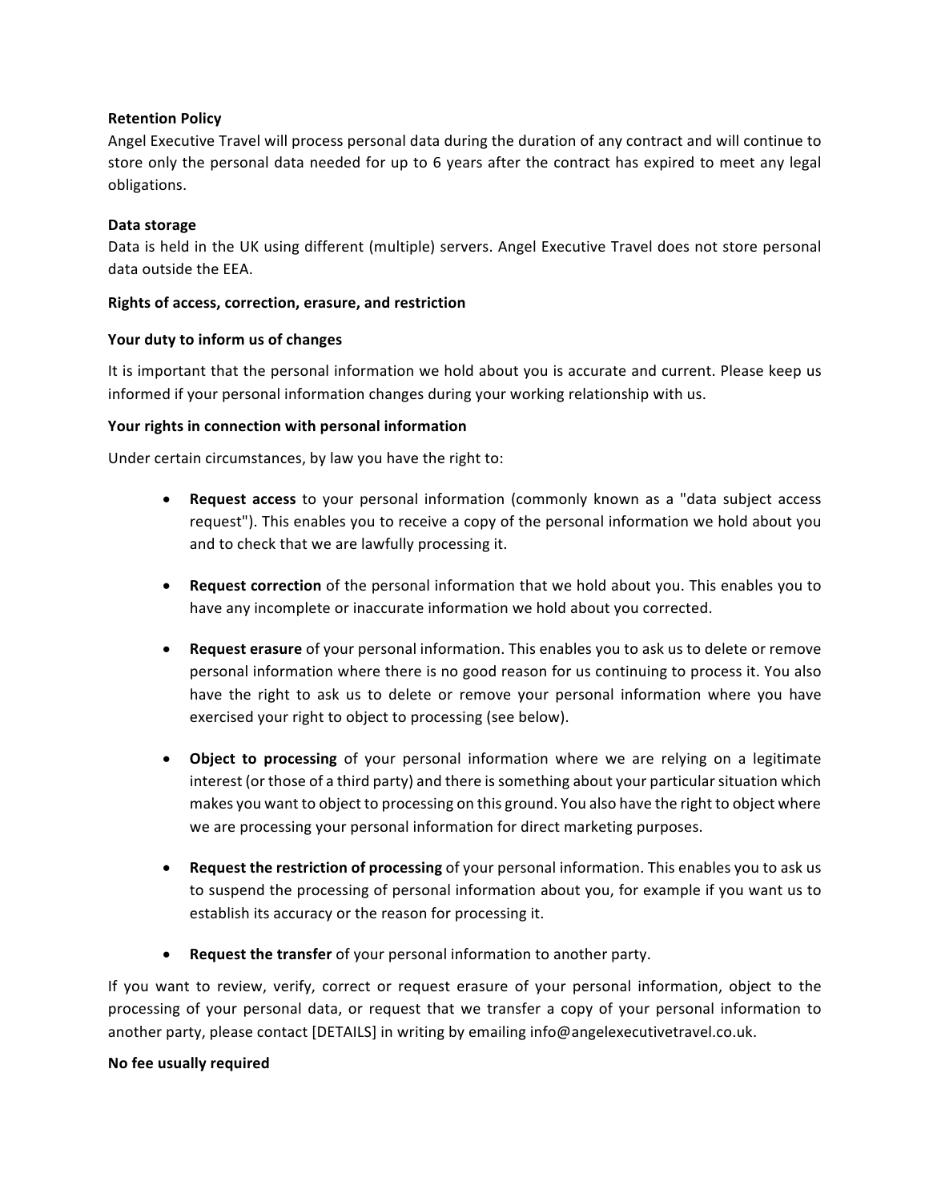**Retention Policy**

Angel Executive Travel will process personal data during the duration of any contract and will continue to store only the personal data needed for up to 6 years after the contract has expired to meet any legal obligations.

**Data storage**

Data is held in the UK using different (multiple) servers. Angel Executive Travel does not store personal data outside the EEA.

**Rights of access, correction, erasure, and restriction**

**Your duty to inform us of changes**

It is important that the personal information we hold about you is accurate and current. Please keep us informed if your personal information changes during your working relationship with us.

**Your rights in connection with personal information**

Under certain circumstances, by law you have the right to:

- **Request access** to your personal information (commonly known as a "data subject access request"). This enables you to receive a copy of the personal information we hold about you and to check that we are lawfully processing it.

- **Request correction** of the personal information that we hold about you. This enables you to have any incomplete or inaccurate information we hold about you corrected.

- **Request erasure** of your personal information. This enables you to ask us to delete or remove personal information where there is no good reason for us continuing to process it. You also have the right to ask us to delete or remove your personal information where you have exercised your right to object to processing (see below).

- **Object to processing** of your personal information where we are relying on a legitimate interest (or those of a third party) and there is something about your particular situation which makes you want to object to processing on this ground. You also have the right to object where we are processing your personal information for direct marketing purposes.

- **Request the restriction of processing** of your personal information. This enables you to ask us to suspend the processing of personal information about you, for example if you want us to establish its accuracy or the reason for processing it.

- **Request the transfer** of your personal information to another party.

If you want to review, verify, correct or request erasure of your personal information, object to the processing of your personal data, or request that we transfer a copy of your personal information to another party, please contact [DETAILS] in writing by emailing info@angelexecutivetravel.co.uk.

**No fee usually required**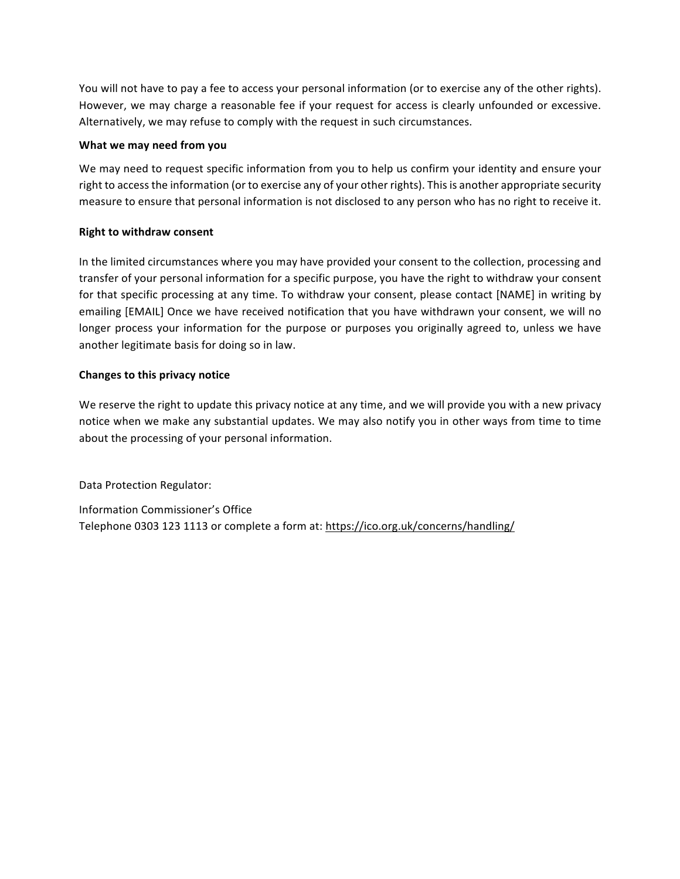You will not have to pay a fee to access your personal information (or to exercise any of the other rights). However, we may charge a reasonable fee if your request for access is clearly unfounded or excessive. Alternatively, we may refuse to comply with the request in such circumstances.

**What we may need from you**

We may need to request specific information from you to help us confirm your identity and ensure your right to access the information (or to exercise any of your other rights). This is another appropriate security measure to ensure that personal information is not disclosed to any person who has no right to receive it.

**Right to withdraw consent**

In the limited circumstances where you may have provided your consent to the collection, processing and transfer of your personal information for a specific purpose, you have the right to withdraw your consent for that specific processing at any time. To withdraw your consent, please contact [NAME] in writing by emailing [EMAIL] Once we have received notification that you have withdrawn your consent, we will no longer process your information for the purpose or purposes you originally agreed to, unless we have another legitimate basis for doing so in law.

**Changes to this privacy notice**

We reserve the right to update this privacy notice at any time, and we will provide you with a new privacy notice when we make any substantial updates. We may also notify you in other ways from time to time about the processing of your personal information.

Data Protection Regulator:

Information Commissioner's Office
Telephone 0303 123 1113 or complete a form at: https://ico.org.uk/concerns/handling/